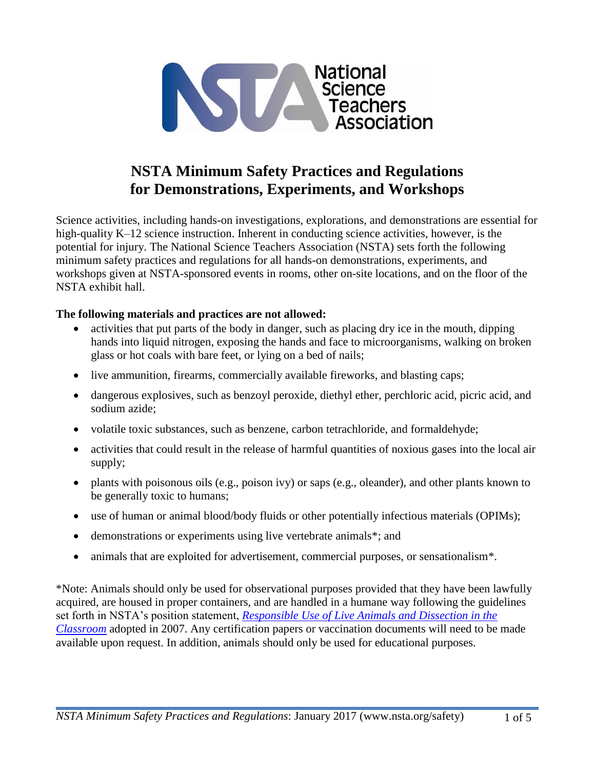# NSTA Minimum Safety Practices and Regulations for Demonstrations, Experiments, and Workshops

Science activities, including hands-on investigations, explorations, and demonstrations are essential for high-quality K–12 science instruction. Inherent in conducting science activities, however, is the potential for injury. The National Science Teachers Association (NSTA) sets forth the following minimum safety practices and regulations for all hands-on demonstrations, experiments, and workshops given at NSTA-sponsored events in rooms, other on-site locations, and on the floor of the NSTA exhibit hall.

**The following materials and practices are not allowed:**

- activities that put parts of the body in danger, such as placing dry ice in the mouth, dipping hands into liquid nitrogen, exposing the hands and face to microorganisms, walking on broken glass or hot coals with bare feet, or lying on a bed of nails;
- live ammunition, firearms, commercially available fireworks, and blasting caps;
- dangerous explosives, such as benzoyl peroxide, diethyl ether, perchloric acid, picric acid, and sodium azide;
- volatile toxic substances, such as benzene, carbon tetrachloride, and formaldehyde;
- activities that could result in the release of harmful quantities of noxious gases into the local air supply;
- plants with poisonous oils (e.g., poison ivy) or saps (e.g., oleander), and other plants known to be generally toxic to humans;
- use of human or animal blood/body fluids or other potentially infectious materials (OPIMs);
- demonstrations or experiments using live vertebrate animals*; and
- animals that are exploited for advertisement, commercial purposes, or sensationalism*.

*Note: Animals should only be used for observational purposes provided that they have been lawfully acquired, are housed in proper containers, and are handled in a humane way following the guidelines set forth in NSTA's position statement, *Responsible Use of Live Animals and Dissection in the Classroom* adopted in 2007. Any certification papers or vaccination documents will need to be made available upon request. In addition, animals should only be used for educational purposes.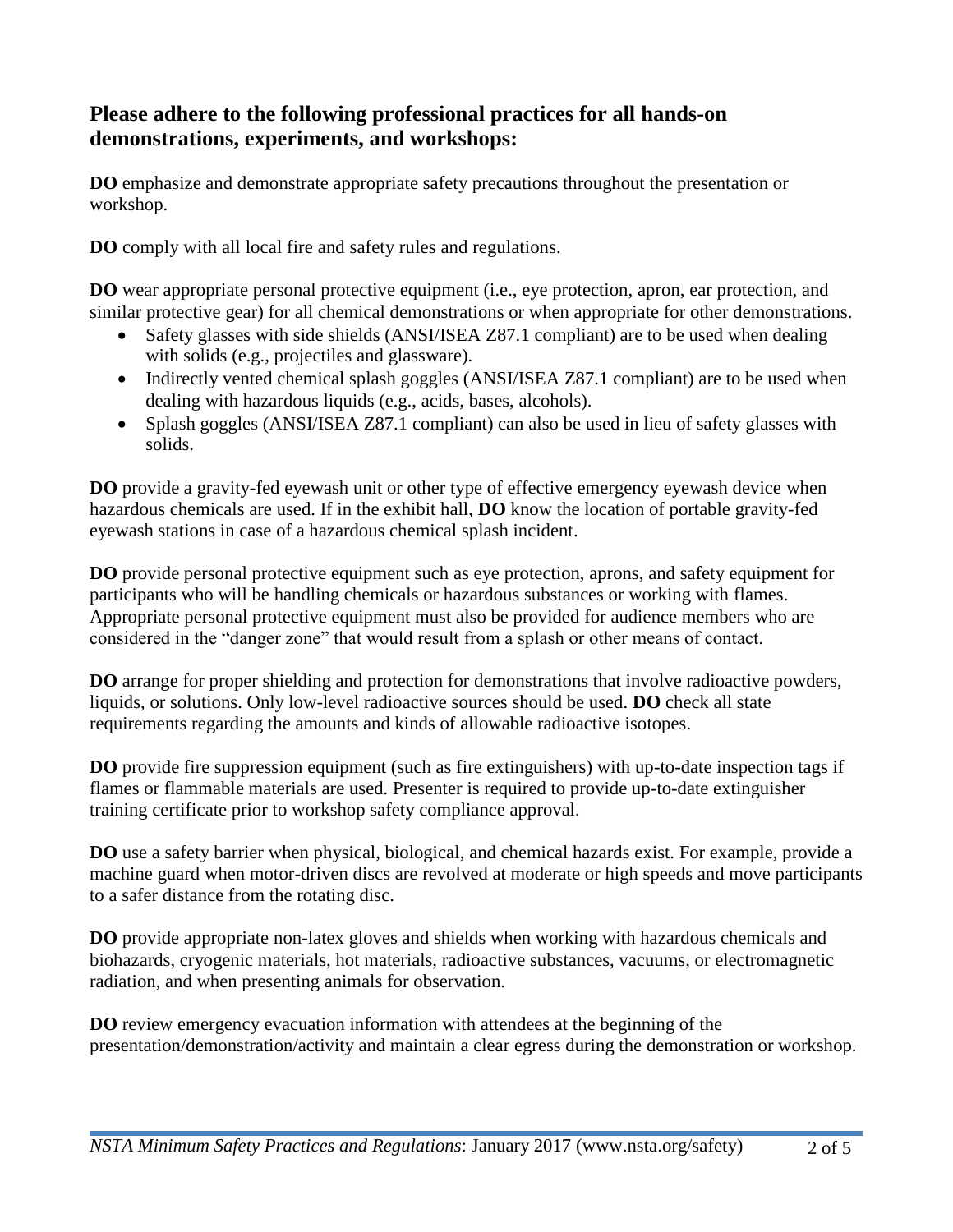## Please adhere to the following professional practices for all hands-on demonstrations, experiments, and workshops:

**DO** emphasize and demonstrate appropriate safety precautions throughout the presentation or workshop.

**DO** comply with all local fire and safety rules and regulations.

**DO** wear appropriate personal protective equipment (i.e., eye protection, apron, ear protection, and similar protective gear) for all chemical demonstrations or when appropriate for other demonstrations.

- Safety glasses with side shields (ANSI/ISEA Z87.1 compliant) are to be used when dealing with solids (e.g., projectiles and glassware).
- Indirectly vented chemical splash goggles (ANSI/ISEA Z87.1 compliant) are to be used when dealing with hazardous liquids (e.g., acids, bases, alcohols).
- Splash goggles (ANSI/ISEA Z87.1 compliant) can also be used in lieu of safety glasses with solids.

**DO** provide a gravity-fed eyewash unit or other type of effective emergency eyewash device when hazardous chemicals are used. If in the exhibit hall, **DO** know the location of portable gravity-fed eyewash stations in case of a hazardous chemical splash incident.

**DO** provide personal protective equipment such as eye protection, aprons, and safety equipment for participants who will be handling chemicals or hazardous substances or working with flames. Appropriate personal protective equipment must also be provided for audience members who are considered in the "danger zone" that would result from a splash or other means of contact.

**DO** arrange for proper shielding and protection for demonstrations that involve radioactive powders, liquids, or solutions. Only low-level radioactive sources should be used. **DO** check all state requirements regarding the amounts and kinds of allowable radioactive isotopes.

**DO** provide fire suppression equipment (such as fire extinguishers) with up-to-date inspection tags if flames or flammable materials are used. Presenter is required to provide up-to-date extinguisher training certificate prior to workshop safety compliance approval.

**DO** use a safety barrier when physical, biological, and chemical hazards exist. For example, provide a machine guard when motor-driven discs are revolved at moderate or high speeds and move participants to a safer distance from the rotating disc.

**DO** provide appropriate non-latex gloves and shields when working with hazardous chemicals and biohazards, cryogenic materials, hot materials, radioactive substances, vacuums, or electromagnetic radiation, and when presenting animals for observation.

**DO** review emergency evacuation information with attendees at the beginning of the presentation/demonstration/activity and maintain a clear egress during the demonstration or workshop.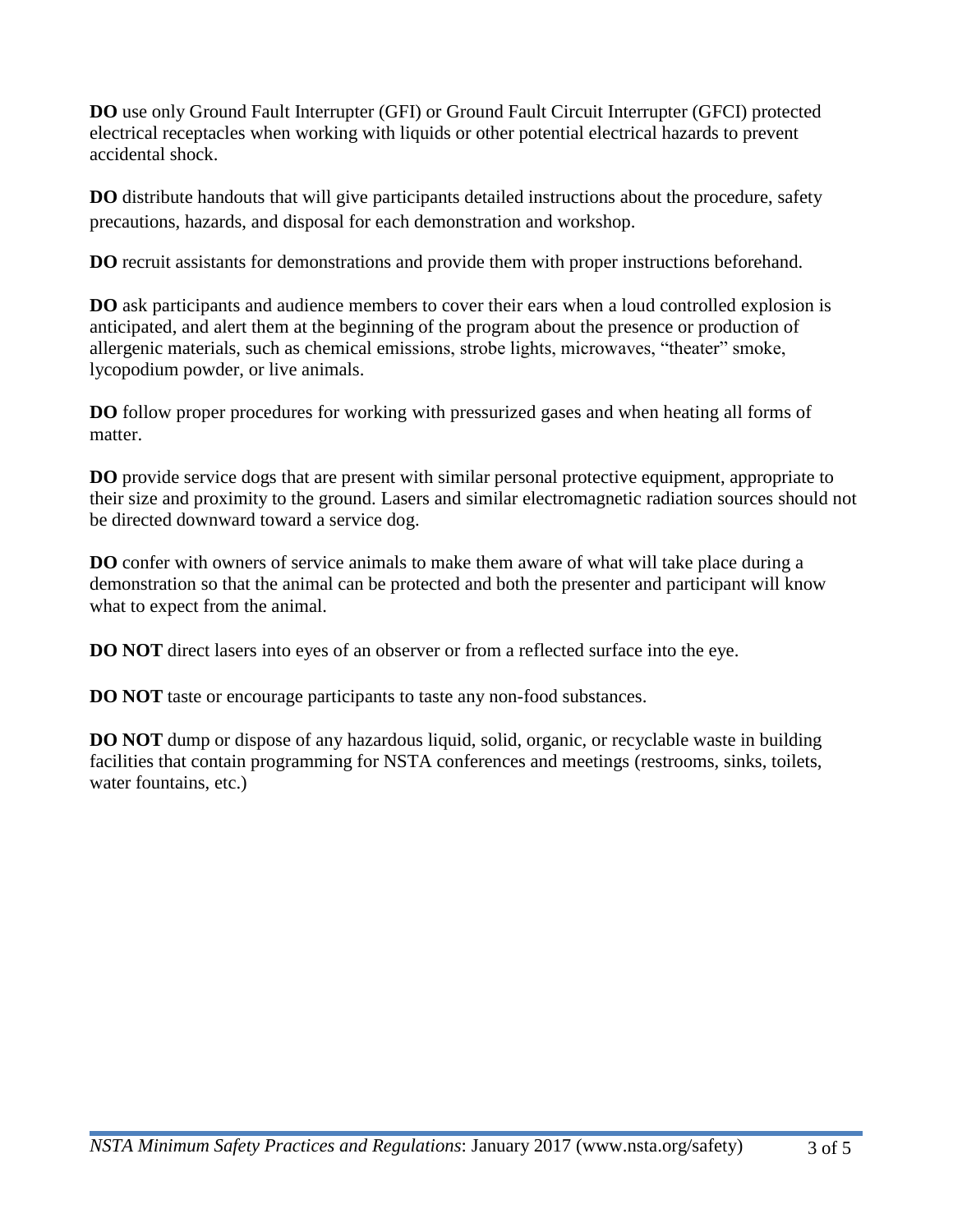**DO** use only Ground Fault Interrupter (GFI) or Ground Fault Circuit Interrupter (GFCI) protected electrical receptacles when working with liquids or other potential electrical hazards to prevent accidental shock.

**DO** distribute handouts that will give participants detailed instructions about the procedure, safety precautions, hazards, and disposal for each demonstration and workshop.

**DO** recruit assistants for demonstrations and provide them with proper instructions beforehand.

**DO** ask participants and audience members to cover their ears when a loud controlled explosion is anticipated, and alert them at the beginning of the program about the presence or production of allergenic materials, such as chemical emissions, strobe lights, microwaves, "theater" smoke, lycopodium powder, or live animals.

**DO** follow proper procedures for working with pressurized gases and when heating all forms of matter.

**DO** provide service dogs that are present with similar personal protective equipment, appropriate to their size and proximity to the ground. Lasers and similar electromagnetic radiation sources should not be directed downward toward a service dog.

**DO** confer with owners of service animals to make them aware of what will take place during a demonstration so that the animal can be protected and both the presenter and participant will know what to expect from the animal.

**DO NOT** direct lasers into eyes of an observer or from a reflected surface into the eye.

**DO NOT** taste or encourage participants to taste any non-food substances.

**DO NOT** dump or dispose of any hazardous liquid, solid, organic, or recyclable waste in building facilities that contain programming for NSTA conferences and meetings (restrooms, sinks, toilets, water fountains, etc.)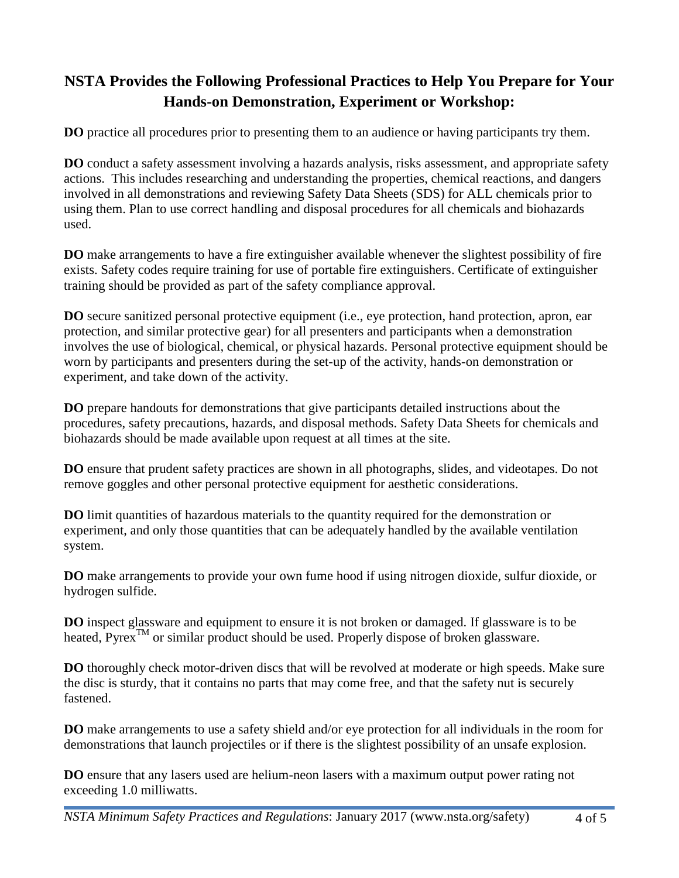## NSTA Provides the Following Professional Practices to Help You Prepare for Your Hands-on Demonstration, Experiment or Workshop:

**DO** practice all procedures prior to presenting them to an audience or having participants try them.

**DO** conduct a safety assessment involving a hazards analysis, risks assessment, and appropriate safety actions. This includes researching and understanding the properties, chemical reactions, and dangers involved in all demonstrations and reviewing Safety Data Sheets (SDS) for ALL chemicals prior to using them. Plan to use correct handling and disposal procedures for all chemicals and biohazards used.

**DO** make arrangements to have a fire extinguisher available whenever the slightest possibility of fire exists. Safety codes require training for use of portable fire extinguishers. Certificate of extinguisher training should be provided as part of the safety compliance approval.

**DO** secure sanitized personal protective equipment (i.e., eye protection, hand protection, apron, ear protection, and similar protective gear) for all presenters and participants when a demonstration involves the use of biological, chemical, or physical hazards. Personal protective equipment should be worn by participants and presenters during the set-up of the activity, hands-on demonstration or experiment, and take down of the activity.

**DO** prepare handouts for demonstrations that give participants detailed instructions about the procedures, safety precautions, hazards, and disposal methods. Safety Data Sheets for chemicals and biohazards should be made available upon request at all times at the site.

**DO** ensure that prudent safety practices are shown in all photographs, slides, and videotapes. Do not remove goggles and other personal protective equipment for aesthetic considerations.

**DO** limit quantities of hazardous materials to the quantity required for the demonstration or experiment, and only those quantities that can be adequately handled by the available ventilation system.

**DO** make arrangements to provide your own fume hood if using nitrogen dioxide, sulfur dioxide, or hydrogen sulfide.

**DO** inspect glassware and equipment to ensure it is not broken or damaged. If glassware is to be heated, Pyrex™ or similar product should be used. Properly dispose of broken glassware.

**DO** thoroughly check motor-driven discs that will be revolved at moderate or high speeds. Make sure the disc is sturdy, that it contains no parts that may come free, and that the safety nut is securely fastened.

**DO** make arrangements to use a safety shield and/or eye protection for all individuals in the room for demonstrations that launch projectiles or if there is the slightest possibility of an unsafe explosion.

**DO** ensure that any lasers used are helium-neon lasers with a maximum output power rating not exceeding 1.0 milliwatts.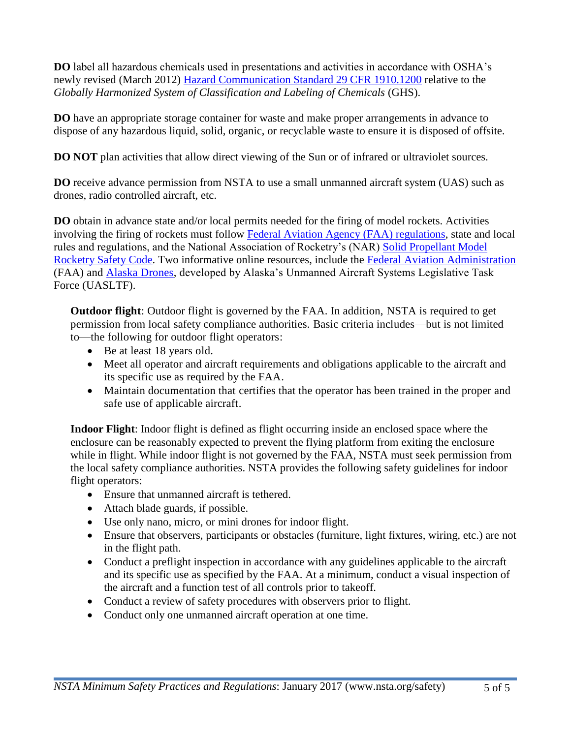**DO** label all hazardous chemicals used in presentations and activities in accordance with OSHA's newly revised (March 2012) [Hazard Communication Standard 29 CFR 1910.1200]() relative to the *Globally Harmonized System of Classification and Labeling of Chemicals* (GHS).

**DO** have an appropriate storage container for waste and make proper arrangements in advance to dispose of any hazardous liquid, solid, organic, or recyclable waste to ensure it is disposed of offsite.

**DO NOT** plan activities that allow direct viewing of the Sun or of infrared or ultraviolet sources.

**DO** receive advance permission from NSTA to use a small unmanned aircraft system (UAS) such as drones, radio controlled aircraft, etc.

**DO** obtain in advance state and/or local permits needed for the firing of model rockets. Activities involving the firing of rockets must follow Federal Aviation Agency (FAA) regulations, state and local rules and regulations, and the National Association of Rocketry's (NAR) Solid Propellant Model Rocketry Safety Code. Two informative online resources, include the Federal Aviation Administration (FAA) and Alaska Drones, developed by Alaska's Unmanned Aircraft Systems Legislative Task Force (UASLTF).

**Outdoor flight**: Outdoor flight is governed by the FAA. In addition, NSTA is required to get permission from local safety compliance authorities. Basic criteria includes—but is not limited to—the following for outdoor flight operators:

- Be at least 18 years old.
- Meet all operator and aircraft requirements and obligations applicable to the aircraft and its specific use as required by the FAA.
- Maintain documentation that certifies that the operator has been trained in the proper and safe use of applicable aircraft.

**Indoor Flight**: Indoor flight is defined as flight occurring inside an enclosed space where the enclosure can be reasonably expected to prevent the flying platform from exiting the enclosure while in flight. While indoor flight is not governed by the FAA, NSTA must seek permission from the local safety compliance authorities. NSTA provides the following safety guidelines for indoor flight operators:

- Ensure that unmanned aircraft is tethered.
- Attach blade guards, if possible.
- Use only nano, micro, or mini drones for indoor flight.
- Ensure that observers, participants or obstacles (furniture, light fixtures, wiring, etc.) are not in the flight path.
- Conduct a preflight inspection in accordance with any guidelines applicable to the aircraft and its specific use as specified by the FAA. At a minimum, conduct a visual inspection of the aircraft and a function test of all controls prior to takeoff.
- Conduct a review of safety procedures with observers prior to flight.
- Conduct only one unmanned aircraft operation at one time.